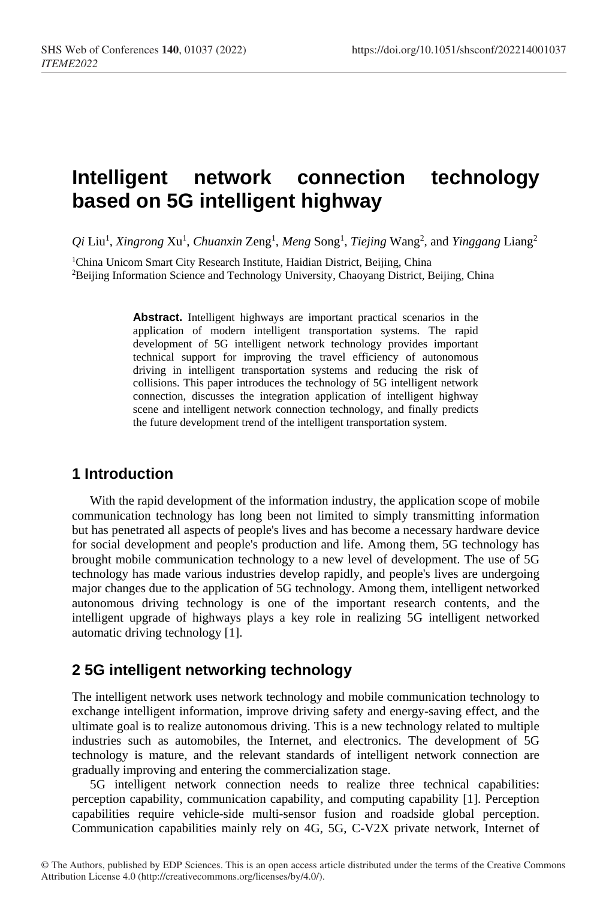# Intelligent network connection technology based on 5G intelligent highway

*Qi* Liu[1], *Xingrong* Xu[1], *Chuanxin* Zeng[1], *Meng* Song[1], *Tiejing* Wang[2], and *Yinggang* Liang[2]

[1]China Unicom Smart City Research Institute, Haidian District, Beijing, China
[2]Beijing Information Science and Technology University, Chaoyang District, Beijing, China

**Abstract.** Intelligent highways are important practical scenarios in the application of modern intelligent transportation systems. The rapid development of 5G intelligent network technology provides important technical support for improving the travel efficiency of autonomous driving in intelligent transportation systems and reducing the risk of collisions. This paper introduces the technology of 5G intelligent network connection, discusses the integration application of intelligent highway scene and intelligent network connection technology, and finally predicts the future development trend of the intelligent transportation system.

## 1 Introduction

With the rapid development of the information industry, the application scope of mobile communication technology has long been not limited to simply transmitting information but has penetrated all aspects of people's lives and has become a necessary hardware device for social development and people's production and life. Among them, 5G technology has brought mobile communication technology to a new level of development. The use of 5G technology has made various industries develop rapidly, and people's lives are undergoing major changes due to the application of 5G technology. Among them, intelligent networked autonomous driving technology is one of the important research contents, and the intelligent upgrade of highways plays a key role in realizing 5G intelligent networked automatic driving technology [1].

## 2 5G intelligent networking technology

The intelligent network uses network technology and mobile communication technology to exchange intelligent information, improve driving safety and energy-saving effect, and the ultimate goal is to realize autonomous driving. This is a new technology related to multiple industries such as automobiles, the Internet, and electronics. The development of 5G technology is mature, and the relevant standards of intelligent network connection are gradually improving and entering the commercialization stage.

5G intelligent network connection needs to realize three technical capabilities: perception capability, communication capability, and computing capability [1]. Perception capabilities require vehicle-side multi-sensor fusion and roadside global perception. Communication capabilities mainly rely on 4G, 5G, C-V2X private network, Internet of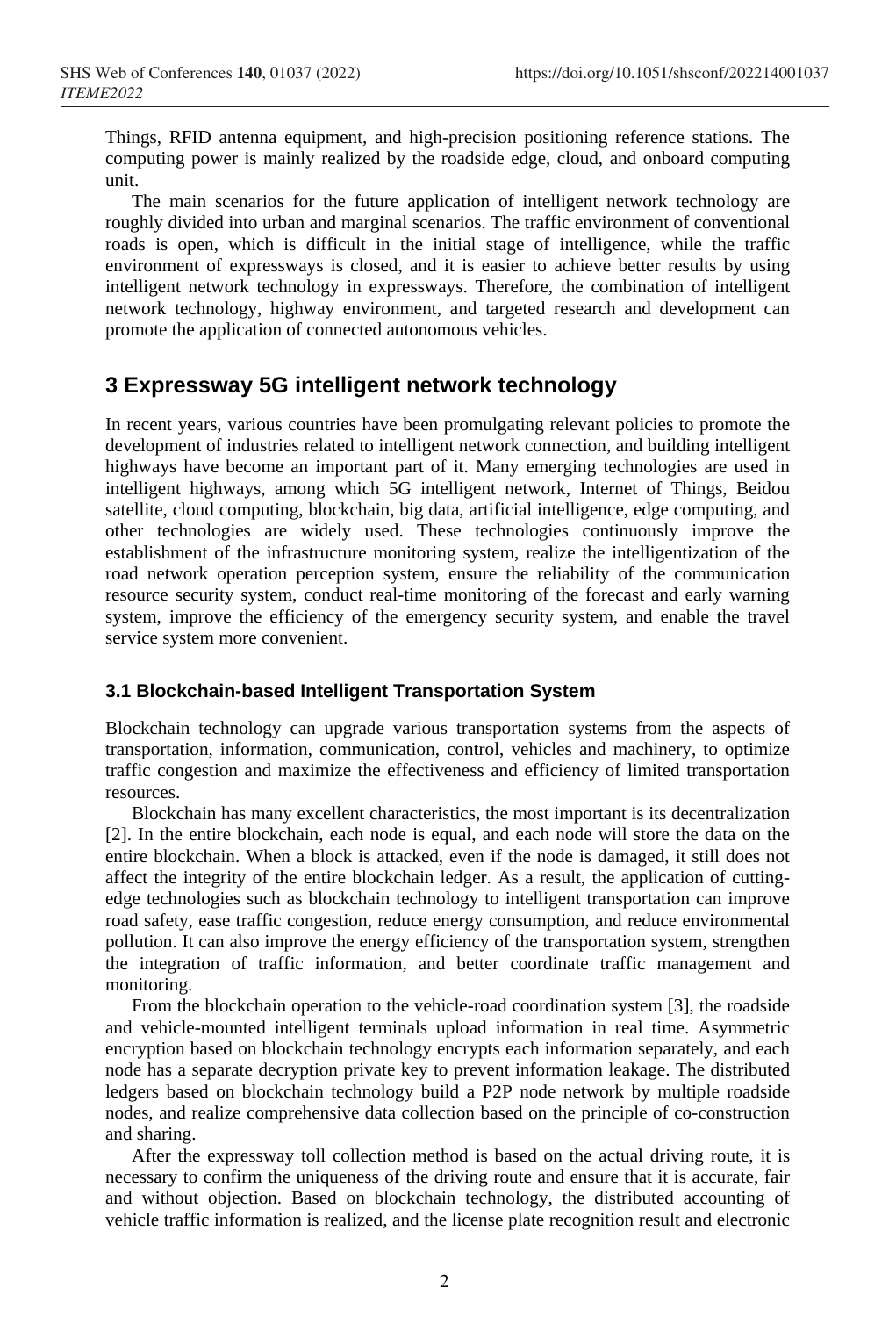Things, RFID antenna equipment, and high-precision positioning reference stations. The computing power is mainly realized by the roadside edge, cloud, and onboard computing unit.

The main scenarios for the future application of intelligent network technology are roughly divided into urban and marginal scenarios. The traffic environment of conventional roads is open, which is difficult in the initial stage of intelligence, while the traffic environment of expressways is closed, and it is easier to achieve better results by using intelligent network technology in expressways. Therefore, the combination of intelligent network technology, highway environment, and targeted research and development can promote the application of connected autonomous vehicles.

## 3 Expressway 5G intelligent network technology

In recent years, various countries have been promulgating relevant policies to promote the development of industries related to intelligent network connection, and building intelligent highways have become an important part of it. Many emerging technologies are used in intelligent highways, among which 5G intelligent network, Internet of Things, Beidou satellite, cloud computing, blockchain, big data, artificial intelligence, edge computing, and other technologies are widely used. These technologies continuously improve the establishment of the infrastructure monitoring system, realize the intelligentization of the road network operation perception system, ensure the reliability of the communication resource security system, conduct real-time monitoring of the forecast and early warning system, improve the efficiency of the emergency security system, and enable the travel service system more convenient.

### 3.1 Blockchain-based Intelligent Transportation System

Blockchain technology can upgrade various transportation systems from the aspects of transportation, information, communication, control, vehicles and machinery, to optimize traffic congestion and maximize the effectiveness and efficiency of limited transportation resources.

Blockchain has many excellent characteristics, the most important is its decentralization [2]. In the entire blockchain, each node is equal, and each node will store the data on the entire blockchain. When a block is attacked, even if the node is damaged, it still does not affect the integrity of the entire blockchain ledger. As a result, the application of cutting-edge technologies such as blockchain technology to intelligent transportation can improve road safety, ease traffic congestion, reduce energy consumption, and reduce environmental pollution. It can also improve the energy efficiency of the transportation system, strengthen the integration of traffic information, and better coordinate traffic management and monitoring.

From the blockchain operation to the vehicle-road coordination system [3], the roadside and vehicle-mounted intelligent terminals upload information in real time. Asymmetric encryption based on blockchain technology encrypts each information separately, and each node has a separate decryption private key to prevent information leakage. The distributed ledgers based on blockchain technology build a P2P node network by multiple roadside nodes, and realize comprehensive data collection based on the principle of co-construction and sharing.

After the expressway toll collection method is based on the actual driving route, it is necessary to confirm the uniqueness of the driving route and ensure that it is accurate, fair and without objection. Based on blockchain technology, the distributed accounting of vehicle traffic information is realized, and the license plate recognition result and electronic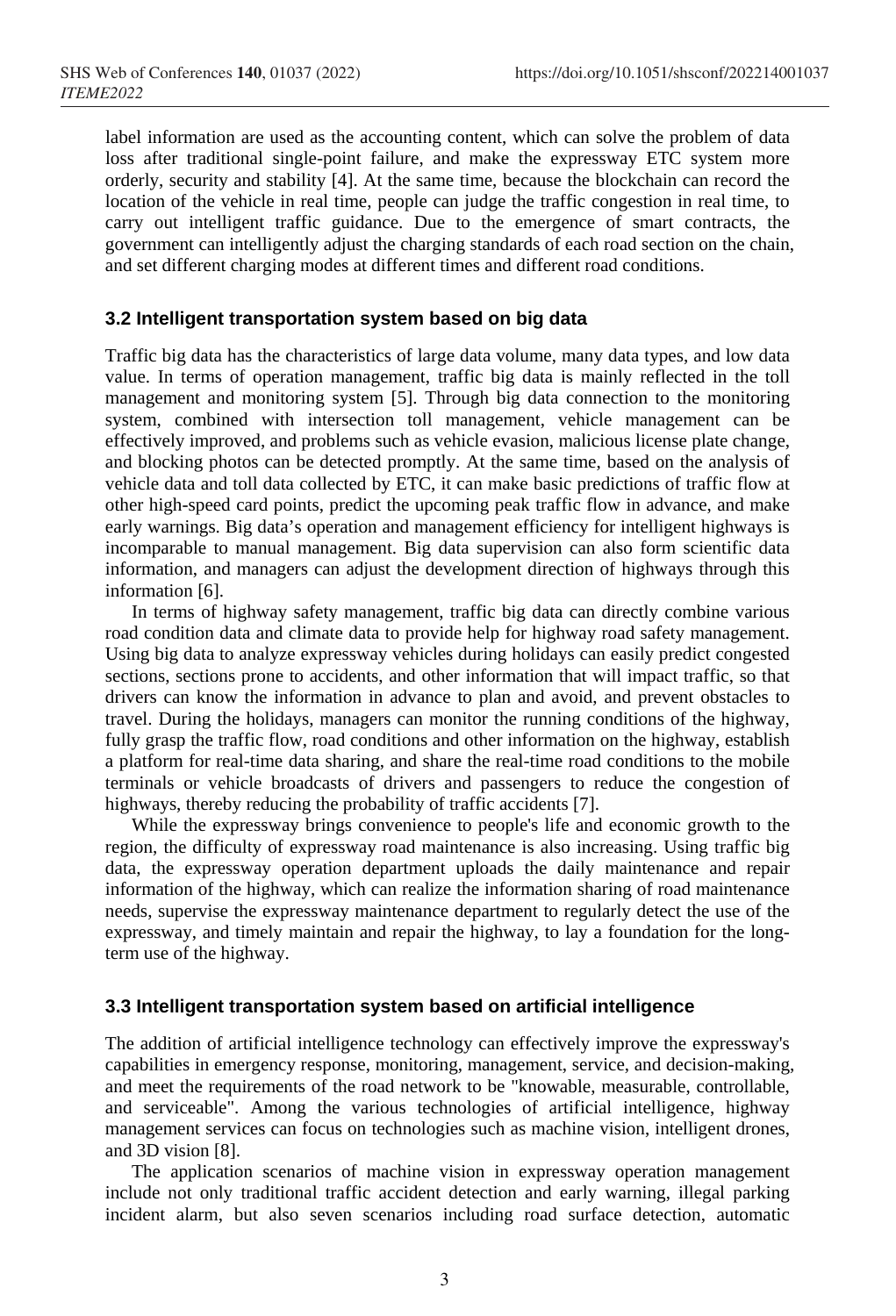label information are used as the accounting content, which can solve the problem of data loss after traditional single-point failure, and make the expressway ETC system more orderly, security and stability [4]. At the same time, because the blockchain can record the location of the vehicle in real time, people can judge the traffic congestion in real time, to carry out intelligent traffic guidance. Due to the emergence of smart contracts, the government can intelligently adjust the charging standards of each road section on the chain, and set different charging modes at different times and different road conditions.

### 3.2 Intelligent transportation system based on big data

Traffic big data has the characteristics of large data volume, many data types, and low data value. In terms of operation management, traffic big data is mainly reflected in the toll management and monitoring system [5]. Through big data connection to the monitoring system, combined with intersection toll management, vehicle management can be effectively improved, and problems such as vehicle evasion, malicious license plate change, and blocking photos can be detected promptly. At the same time, based on the analysis of vehicle data and toll data collected by ETC, it can make basic predictions of traffic flow at other high-speed card points, predict the upcoming peak traffic flow in advance, and make early warnings. Big data's operation and management efficiency for intelligent highways is incomparable to manual management. Big data supervision can also form scientific data information, and managers can adjust the development direction of highways through this information [6].

In terms of highway safety management, traffic big data can directly combine various road condition data and climate data to provide help for highway road safety management. Using big data to analyze expressway vehicles during holidays can easily predict congested sections, sections prone to accidents, and other information that will impact traffic, so that drivers can know the information in advance to plan and avoid, and prevent obstacles to travel. During the holidays, managers can monitor the running conditions of the highway, fully grasp the traffic flow, road conditions and other information on the highway, establish a platform for real-time data sharing, and share the real-time road conditions to the mobile terminals or vehicle broadcasts of drivers and passengers to reduce the congestion of highways, thereby reducing the probability of traffic accidents [7].

While the expressway brings convenience to people's life and economic growth to the region, the difficulty of expressway road maintenance is also increasing. Using traffic big data, the expressway operation department uploads the daily maintenance and repair information of the highway, which can realize the information sharing of road maintenance needs, supervise the expressway maintenance department to regularly detect the use of the expressway, and timely maintain and repair the highway, to lay a foundation for the long-term use of the highway.

### 3.3 Intelligent transportation system based on artificial intelligence

The addition of artificial intelligence technology can effectively improve the expressway's capabilities in emergency response, monitoring, management, service, and decision-making, and meet the requirements of the road network to be "knowable, measurable, controllable, and serviceable". Among the various technologies of artificial intelligence, highway management services can focus on technologies such as machine vision, intelligent drones, and 3D vision [8].

The application scenarios of machine vision in expressway operation management include not only traditional traffic accident detection and early warning, illegal parking incident alarm, but also seven scenarios including road surface detection, automatic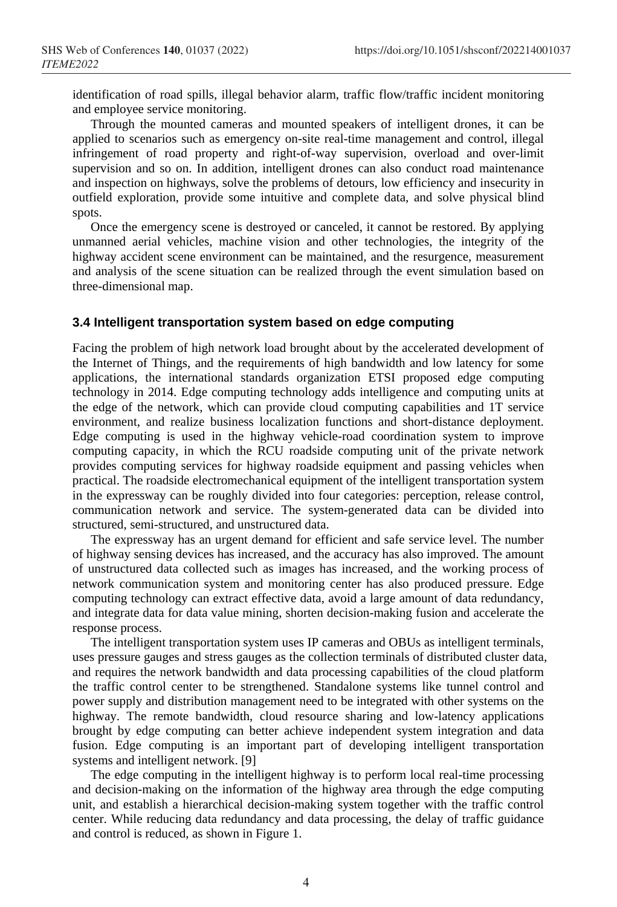identification of road spills, illegal behavior alarm, traffic flow/traffic incident monitoring and employee service monitoring.

Through the mounted cameras and mounted speakers of intelligent drones, it can be applied to scenarios such as emergency on-site real-time management and control, illegal infringement of road property and right-of-way supervision, overload and over-limit supervision and so on. In addition, intelligent drones can also conduct road maintenance and inspection on highways, solve the problems of detours, low efficiency and insecurity in outfield exploration, provide some intuitive and complete data, and solve physical blind spots.

Once the emergency scene is destroyed or canceled, it cannot be restored. By applying unmanned aerial vehicles, machine vision and other technologies, the integrity of the highway accident scene environment can be maintained, and the resurgence, measurement and analysis of the scene situation can be realized through the event simulation based on three-dimensional map.

### 3.4 Intelligent transportation system based on edge computing

Facing the problem of high network load brought about by the accelerated development of the Internet of Things, and the requirements of high bandwidth and low latency for some applications, the international standards organization ETSI proposed edge computing technology in 2014. Edge computing technology adds intelligence and computing units at the edge of the network, which can provide cloud computing capabilities and 1T service environment, and realize business localization functions and short-distance deployment. Edge computing is used in the highway vehicle-road coordination system to improve computing capacity, in which the RCU roadside computing unit of the private network provides computing services for highway roadside equipment and passing vehicles when practical. The roadside electromechanical equipment of the intelligent transportation system in the expressway can be roughly divided into four categories: perception, release control, communication network and service. The system-generated data can be divided into structured, semi-structured, and unstructured data.

The expressway has an urgent demand for efficient and safe service level. The number of highway sensing devices has increased, and the accuracy has also improved. The amount of unstructured data collected such as images has increased, and the working process of network communication system and monitoring center has also produced pressure. Edge computing technology can extract effective data, avoid a large amount of data redundancy, and integrate data for data value mining, shorten decision-making fusion and accelerate the response process.

The intelligent transportation system uses IP cameras and OBUs as intelligent terminals, uses pressure gauges and stress gauges as the collection terminals of distributed cluster data, and requires the network bandwidth and data processing capabilities of the cloud platform the traffic control center to be strengthened. Standalone systems like tunnel control and power supply and distribution management need to be integrated with other systems on the highway. The remote bandwidth, cloud resource sharing and low-latency applications brought by edge computing can better achieve independent system integration and data fusion. Edge computing is an important part of developing intelligent transportation systems and intelligent network. [9]

The edge computing in the intelligent highway is to perform local real-time processing and decision-making on the information of the highway area through the edge computing unit, and establish a hierarchical decision-making system together with the traffic control center. While reducing data redundancy and data processing, the delay of traffic guidance and control is reduced, as shown in Figure 1.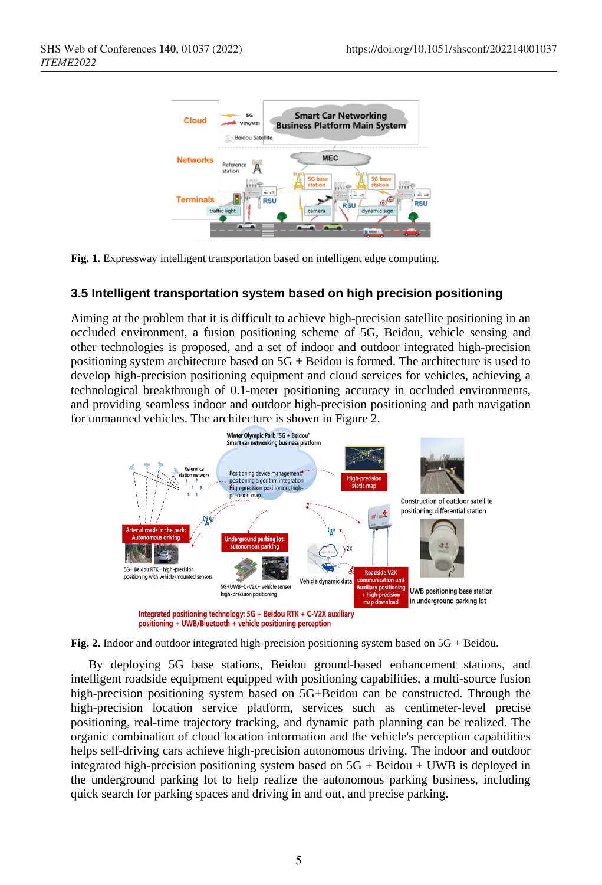Fig. 1. Expressway intelligent transportation based on intelligent edge computing.

### 3.5 Intelligent transportation system based on high precision positioning

Aiming at the problem that it is difficult to achieve high-precision satellite positioning in an occluded environment, a fusion positioning scheme of 5G, Beidou, vehicle sensing and other technologies is proposed, and a set of indoor and outdoor integrated high-precision positioning system architecture based on 5G + Beidou is formed. The architecture is used to develop high-precision positioning equipment and cloud services for vehicles, achieving a technological breakthrough of 0.1-meter positioning accuracy in occluded environments, and providing seamless indoor and outdoor high-precision positioning and path navigation for unmanned vehicles. The architecture is shown in Figure 2.

Fig. 2. Indoor and outdoor integrated high-precision positioning system based on 5G + Beidou.

By deploying 5G base stations, Beidou ground-based enhancement stations, and intelligent roadside equipment equipped with positioning capabilities, a multi-source fusion high-precision positioning system based on 5G+Beidou can be constructed. Through the high-precision location service platform, services such as centimeter-level precise positioning, real-time trajectory tracking, and dynamic path planning can be realized. The organic combination of cloud location information and the vehicle's perception capabilities helps self-driving cars achieve high-precision autonomous driving. The indoor and outdoor integrated high-precision positioning system based on 5G + Beidou + UWB is deployed in the underground parking lot to help realize the autonomous parking business, including quick search for parking spaces and driving in and out, and precise parking.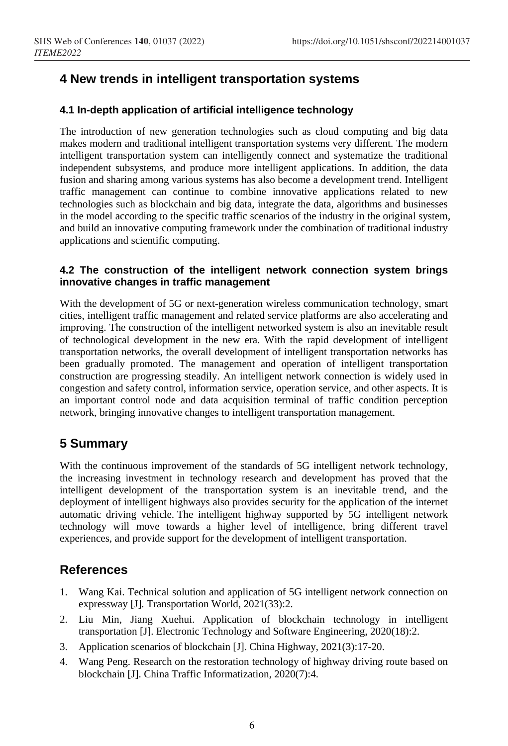## 4 New trends in intelligent transportation systems

### 4.1 In-depth application of artificial intelligence technology

The introduction of new generation technologies such as cloud computing and big data makes modern and traditional intelligent transportation systems very different. The modern intelligent transportation system can intelligently connect and systematize the traditional independent subsystems, and produce more intelligent applications. In addition, the data fusion and sharing among various systems has also become a development trend. Intelligent traffic management can continue to combine innovative applications related to new technologies such as blockchain and big data, integrate the data, algorithms and businesses in the model according to the specific traffic scenarios of the industry in the original system, and build an innovative computing framework under the combination of traditional industry applications and scientific computing.

### 4.2 The construction of the intelligent network connection system brings innovative changes in traffic management

With the development of 5G or next-generation wireless communication technology, smart cities, intelligent traffic management and related service platforms are also accelerating and improving. The construction of the intelligent networked system is also an inevitable result of technological development in the new era. With the rapid development of intelligent transportation networks, the overall development of intelligent transportation networks has been gradually promoted. The management and operation of intelligent transportation construction are progressing steadily. An intelligent network connection is widely used in congestion and safety control, information service, operation service, and other aspects. It is an important control node and data acquisition terminal of traffic condition perception network, bringing innovative changes to intelligent transportation management.

## 5 Summary

With the continuous improvement of the standards of 5G intelligent network technology, the increasing investment in technology research and development has proved that the intelligent development of the transportation system is an inevitable trend, and the deployment of intelligent highways also provides security for the application of the internet automatic driving vehicle. The intelligent highway supported by 5G intelligent network technology will move towards a higher level of intelligence, bring different travel experiences, and provide support for the development of intelligent transportation.

## References

1. Wang Kai. Technical solution and application of 5G intelligent network connection on expressway [J]. Transportation World, 2021(33):2.
2. Liu Min, Jiang Xuehui. Application of blockchain technology in intelligent transportation [J]. Electronic Technology and Software Engineering, 2020(18):2.
3. Application scenarios of blockchain [J]. China Highway, 2021(3):17-20.
4. Wang Peng. Research on the restoration technology of highway driving route based on blockchain [J]. China Traffic Informatization, 2020(7):4.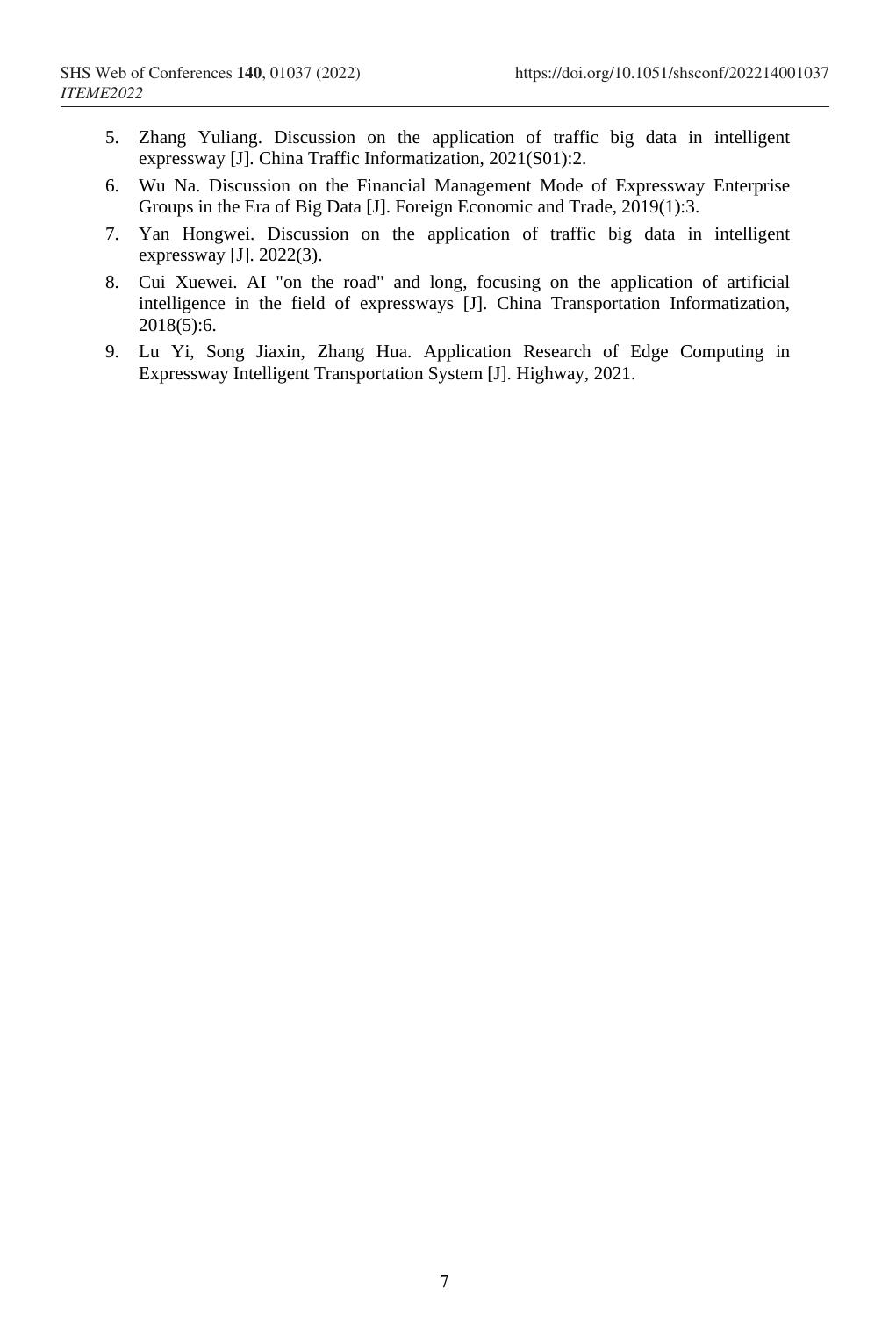5. Zhang Yuliang. Discussion on the application of traffic big data in intelligent expressway [J]. China Traffic Informatization, 2021(S01):2.
6. Wu Na. Discussion on the Financial Management Mode of Expressway Enterprise Groups in the Era of Big Data [J]. Foreign Economic and Trade, 2019(1):3.
7. Yan Hongwei. Discussion on the application of traffic big data in intelligent expressway [J]. 2022(3).
8. Cui Xuewei. AI "on the road" and long, focusing on the application of artificial intelligence in the field of expressways [J]. China Transportation Informatization, 2018(5):6.
9. Lu Yi, Song Jiaxin, Zhang Hua. Application Research of Edge Computing in Expressway Intelligent Transportation System [J]. Highway, 2021.